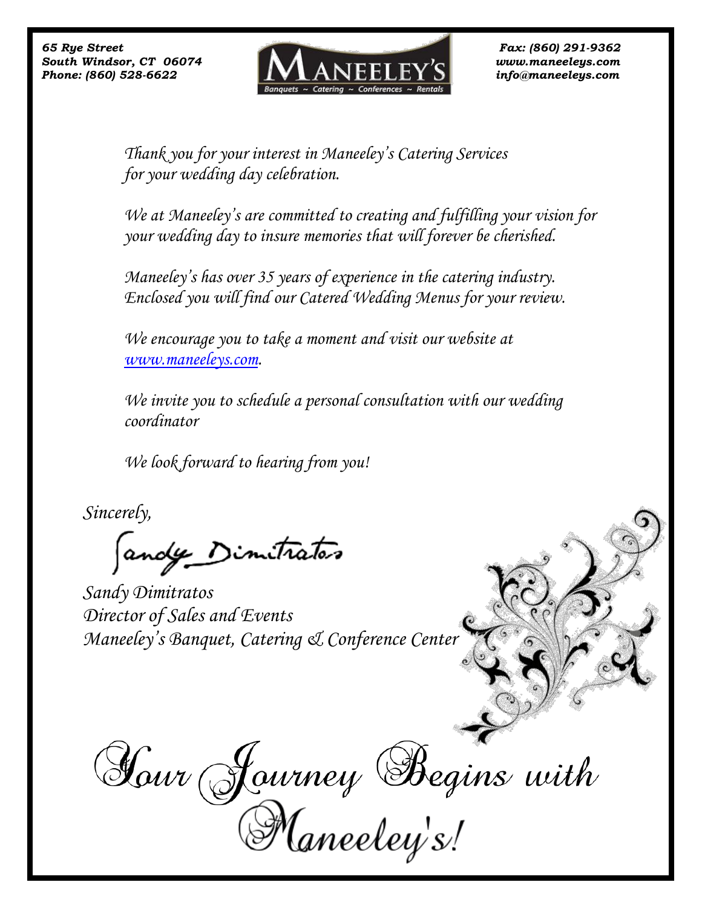65 Rye Street
South Windsor, CT 06074
Phone: (860) 528-6622

**MANEELEY'S**
Banquets ~ Catering ~ Conferences ~ Rentals

Fax: (860) 291-9362
www.maneeleys.com
info@maneeleys.com

*Thank you for your interest in Maneeley's Catering Services for your wedding day celebration.*

*We at Maneeley's are committed to creating and fulfilling your vision for your wedding day to insure memories that will forever be cherished.*

*Maneeley's has over 35 years of experience in the catering industry. Enclosed you will find our Catered Wedding Menus for your review.*

*We encourage you to take a moment and visit our website at [www.maneeleys.com](http://www.maneeleys.com).*

*We invite you to schedule a personal consultation with our wedding coordinator*

*We look forward to hearing from you!*

*Sincerely,*

Sandy Dimitratos

*Sandy Dimitratos*
*Director of Sales and Events*
*Maneeley's Banquet, Catering & Conference Center*

*Your Journey Begins with Maneeley's!*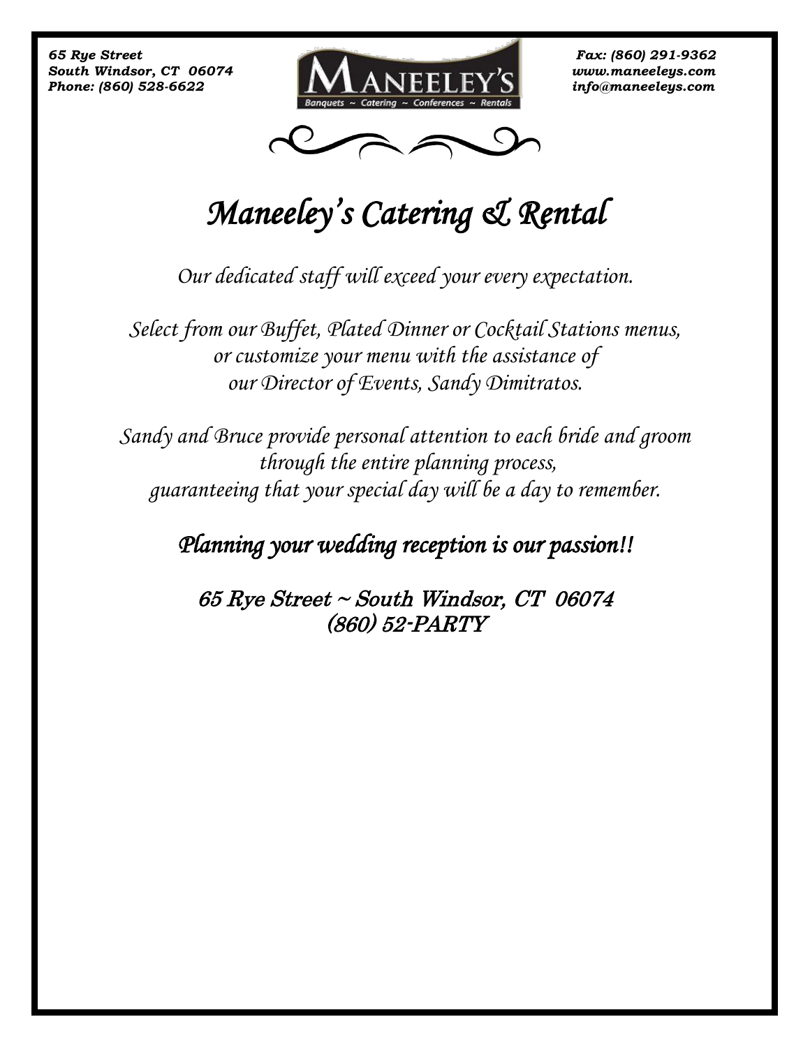*65 Rye Street*
*South Windsor, CT 06074*
*Phone: (860) 528-6622*

*Fax: (860) 291-9362*
*www.maneeleys.com*
*info@maneeleys.com*

# *Maneeley's Catering & Rental*

*Our dedicated staff will exceed your every expectation.*

*Select from our Buffet, Plated Dinner or Cocktail Stations menus,*
*or customize your menu with the assistance of*
*our Director of Events, Sandy Dimitratos.*

*Sandy and Bruce provide personal attention to each bride and groom*
*through the entire planning process,*
*guaranteeing that your special day will be a day to remember.*

## *Planning your wedding reception is our passion!!*

*65 Rye Street ~ South Windsor, CT 06074*
*(860) 52-PARTY*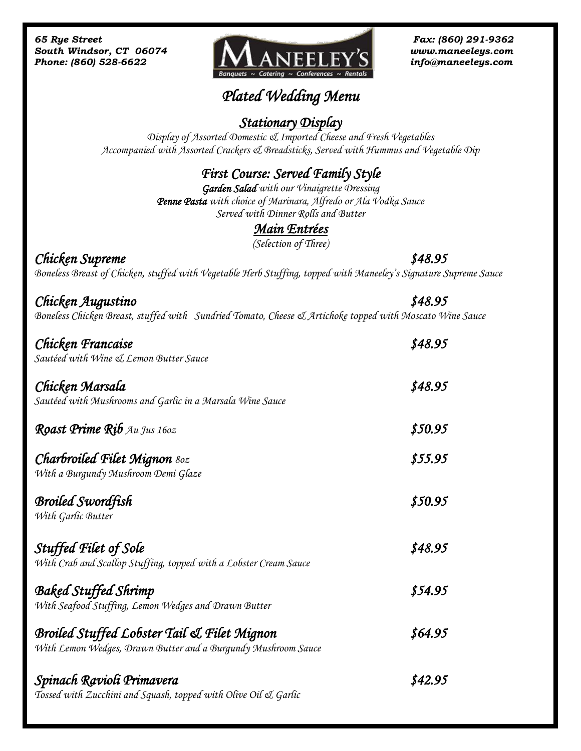65 Rye Street
South Windsor, CT 06074
Phone: (860) 528-6622

MANEELEY'S
Banquets ~ Catering ~ Conferences ~ Rentals

Fax: (860) 291-9362
www.maneeleys.com
info@maneeleys.com

# Plated Wedding Menu

## Stationary Display

*Display of Assorted Domestic & Imported Cheese and Fresh Vegetables*
*Accompanied with Assorted Crackers & Breadsticks, Served with Hummus and Vegetable Dip*

## First Course: Served Family Style

***Garden Salad*** *with our Vinaigrette Dressing*
***Penne Pasta*** *with choice of Marinara, Alfredo or Ala Vodka Sauce*
*Served with Dinner Rolls and Butter*

## Main Entrées

*(Selection of Three)*

**Chicken Supreme** — $48.95
*Boneless Breast of Chicken, stuffed with Vegetable Herb Stuffing, topped with Maneeley's Signature Supreme Sauce*

**Chicken Augustino** — $48.95
*Boneless Chicken Breast, stuffed with Sundried Tomato, Cheese & Artichoke topped with Moscato Wine Sauce*

**Chicken Francaise** — $48.95
*Sautéed with Wine & Lemon Butter Sauce*

**Chicken Marsala** — $48.95
*Sautéed with Mushrooms and Garlic in a Marsala Wine Sauce*

**Roast Prime Rib** *Au Jus 16oz* — $50.95

**Charbroiled Filet Mignon** *8oz* — $55.95
*With a Burgundy Mushroom Demi Glaze*

**Broiled Swordfish** — $50.95
*With Garlic Butter*

**Stuffed Filet of Sole** — $48.95
*With Crab and Scallop Stuffing, topped with a Lobster Cream Sauce*

**Baked Stuffed Shrimp** — $54.95
*With Seafood Stuffing, Lemon Wedges and Drawn Butter*

**Broiled Stuffed Lobster Tail & Filet Mignon** — $64.95
*With Lemon Wedges, Drawn Butter and a Burgundy Mushroom Sauce*

**Spinach Ravioli Primavera** — $42.95
*Tossed with Zucchini and Squash, topped with Olive Oil & Garlic*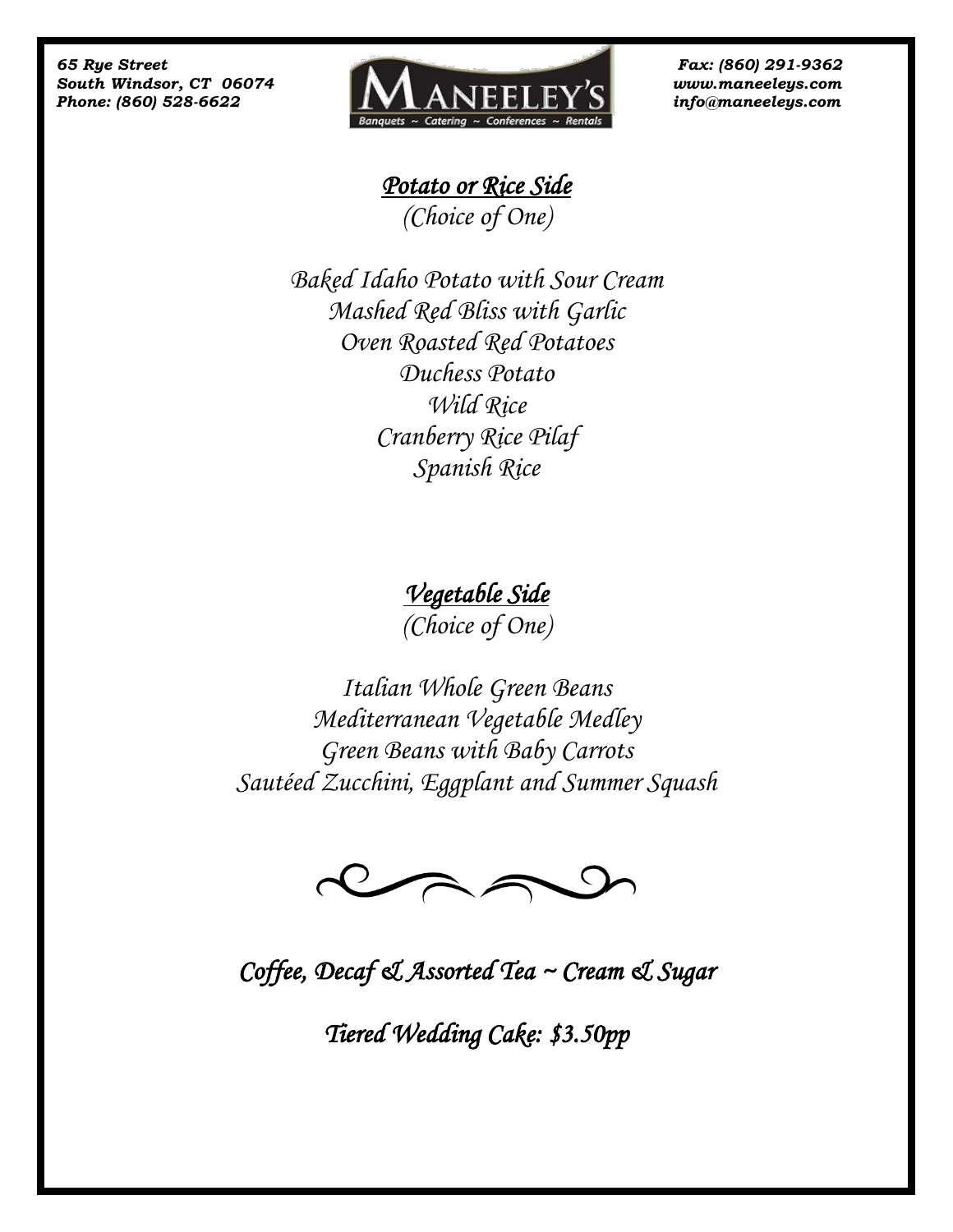## *Potato or Rice Side*

*(Choice of One)*

*Baked Idaho Potato with Sour Cream*
*Mashed Red Bliss with Garlic*
*Oven Roasted Red Potatoes*
*Duchess Potato*
*Wild Rice*
*Cranberry Rice Pilaf*
*Spanish Rice*

## *Vegetable Side*

*(Choice of One)*

*Italian Whole Green Beans*
*Mediterranean Vegetable Medley*
*Green Beans with Baby Carrots*
*Sautéed Zucchini, Eggplant and Summer Squash*

*Coffee, Decaf & Assorted Tea ~ Cream & Sugar*

*Tiered Wedding Cake: $3.50pp*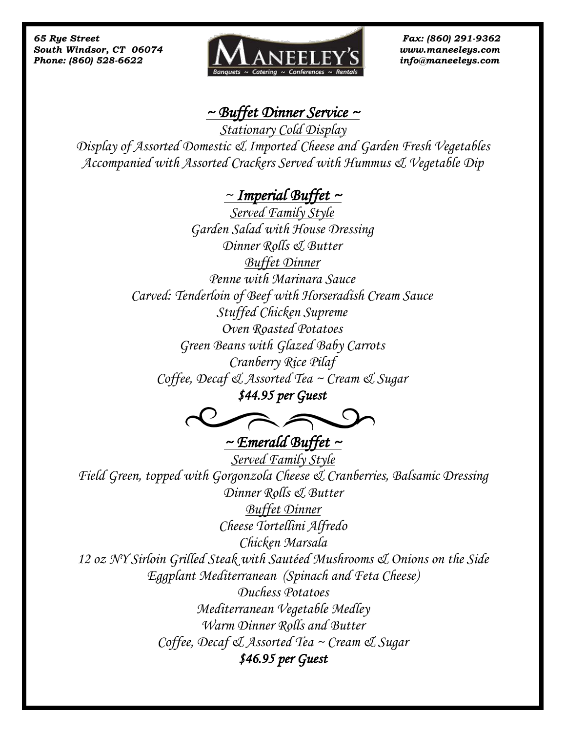65 Rye Street
South Windsor, CT 06074
Phone: (860) 528-6622

MANEELEY'S
Banquets ~ Catering ~ Conferences ~ Rentals

Fax: (860) 291-9362
www.maneeleys.com
info@maneeleys.com

# ~ Buffet Dinner Service ~

*Stationary Cold Display*

*Display of Assorted Domestic & Imported Cheese and Garden Fresh Vegetables*
*Accompanied with Assorted Crackers Served with Hummus & Vegetable Dip*

## ~ Imperial Buffet ~

*Served Family Style*

*Garden Salad with House Dressing*
*Dinner Rolls & Butter*

*Buffet Dinner*

*Penne with Marinara Sauce*
*Carved: Tenderloin of Beef with Horseradish Cream Sauce*
*Stuffed Chicken Supreme*
*Oven Roasted Potatoes*
*Green Beans with Glazed Baby Carrots*
*Cranberry Rice Pilaf*
*Coffee, Decaf & Assorted Tea ~ Cream & Sugar*

***$44.95 per Guest***

## ~ Emerald Buffet ~

*Served Family Style*

*Field Green, topped with Gorgonzola Cheese & Cranberries, Balsamic Dressing*
*Dinner Rolls & Butter*

*Buffet Dinner*

*Cheese Tortellini Alfredo*
*Chicken Marsala*
*12 oz NY Sirloin Grilled Steak with Sautéed Mushrooms & Onions on the Side*
*Eggplant Mediterranean (Spinach and Feta Cheese)*
*Duchess Potatoes*
*Mediterranean Vegetable Medley*
*Warm Dinner Rolls and Butter*
*Coffee, Decaf & Assorted Tea ~ Cream & Sugar*

***$46.95 per Guest***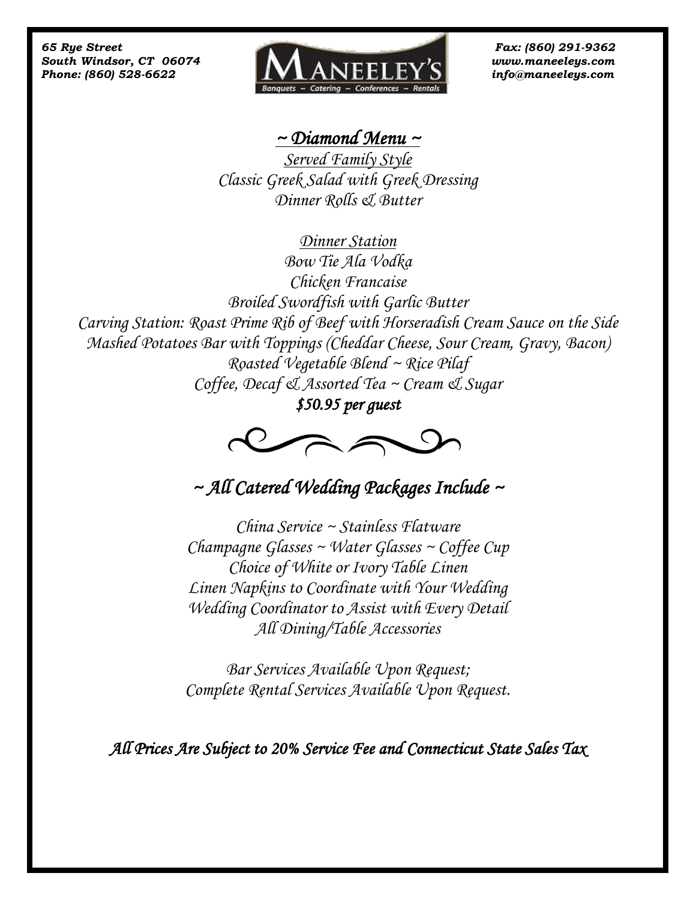65 Rye Street
South Windsor, CT 06074
Phone: (860) 528-6622

Fax: (860) 291-9362
www.maneeleys.com
info@maneeleys.com

## ~ Diamond Menu ~

*Served Family Style*
Classic Greek Salad with Greek Dressing
Dinner Rolls & Butter

*Dinner Station*
Bow Tie Ala Vodka
Chicken Francaise
Broiled Swordfish with Garlic Butter
Carving Station: Roast Prime Rib of Beef with Horseradish Cream Sauce on the Side
Mashed Potatoes Bar with Toppings (Cheddar Cheese, Sour Cream, Gravy, Bacon)
Roasted Vegetable Blend ~ Rice Pilaf
Coffee, Decaf & Assorted Tea ~ Cream & Sugar

***$50.95 per guest***

## ~ All Catered Wedding Packages Include ~

China Service ~ Stainless Flatware
Champagne Glasses ~ Water Glasses ~ Coffee Cup
Choice of White or Ivory Table Linen
Linen Napkins to Coordinate with Your Wedding
Wedding Coordinator to Assist with Every Detail
All Dining/Table Accessories

Bar Services Available Upon Request;
Complete Rental Services Available Upon Request.

*All Prices Are Subject to 20% Service Fee and Connecticut State Sales Tax*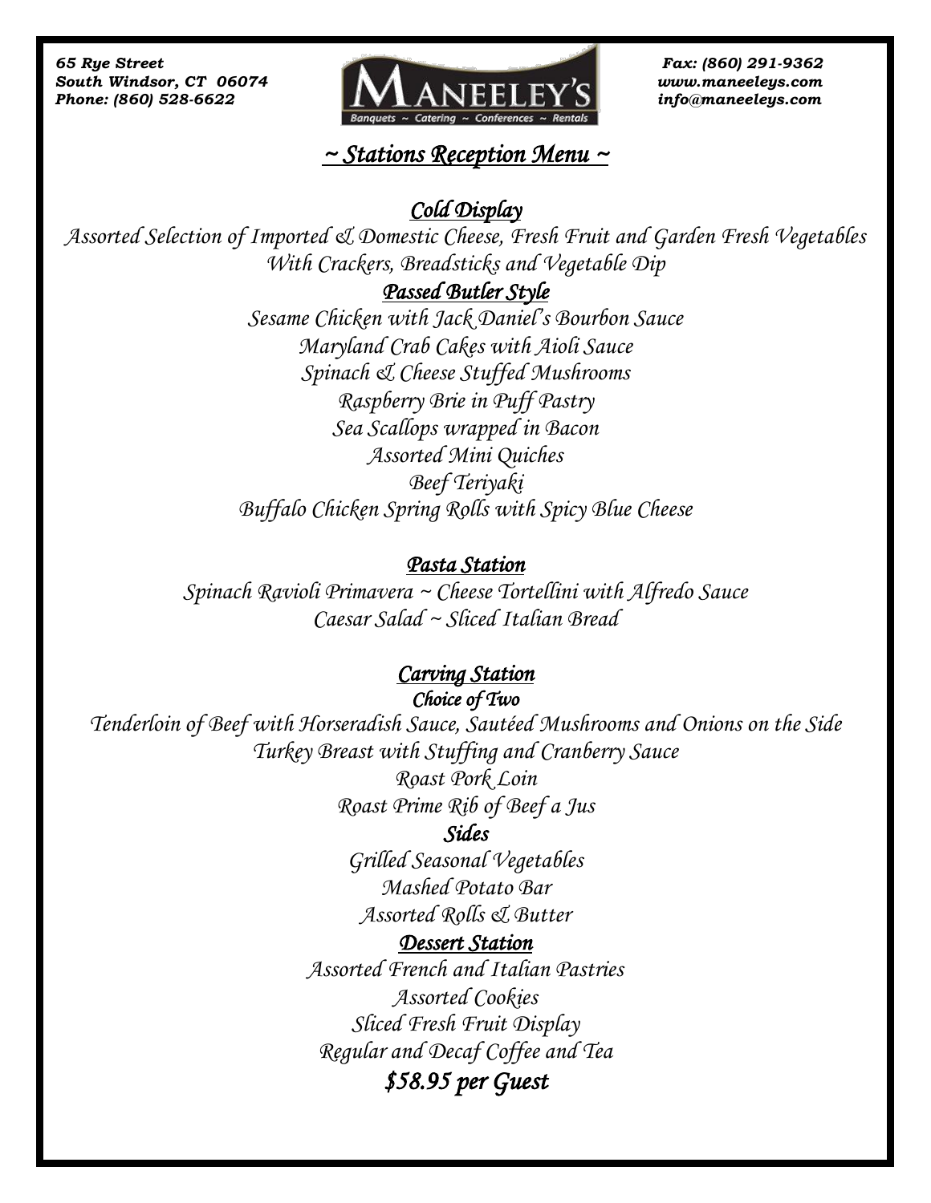65 Rye Street
South Windsor, CT 06074
Phone: (860) 528-6622

MANEELEY'S
Banquets ~ Catering ~ Conferences ~ Rentals

Fax: (860) 291-9362
www.maneeleys.com
info@maneeleys.com

# ~ Stations Reception Menu ~

## Cold Display

Assorted Selection of Imported & Domestic Cheese, Fresh Fruit and Garden Fresh Vegetables
With Crackers, Breadsticks and Vegetable Dip

## Passed Butler Style

Sesame Chicken with Jack Daniel's Bourbon Sauce
Maryland Crab Cakes with Aioli Sauce
Spinach & Cheese Stuffed Mushrooms
Raspberry Brie in Puff Pastry
Sea Scallops wrapped in Bacon
Assorted Mini Quiches
Beef Teriyaki
Buffalo Chicken Spring Rolls with Spicy Blue Cheese

## Pasta Station

Spinach Ravioli Primavera ~ Cheese Tortellini with Alfredo Sauce
Caesar Salad ~ Sliced Italian Bread

## Carving Station

*Choice of Two*

Tenderloin of Beef with Horseradish Sauce, Sautéed Mushrooms and Onions on the Side
Turkey Breast with Stuffing and Cranberry Sauce
Roast Pork Loin
Roast Prime Rib of Beef a Jus

### Sides

Grilled Seasonal Vegetables
Mashed Potato Bar
Assorted Rolls & Butter

## Dessert Station

Assorted French and Italian Pastries
Assorted Cookies
Sliced Fresh Fruit Display
Regular and Decaf Coffee and Tea

**$58.95 per Guest**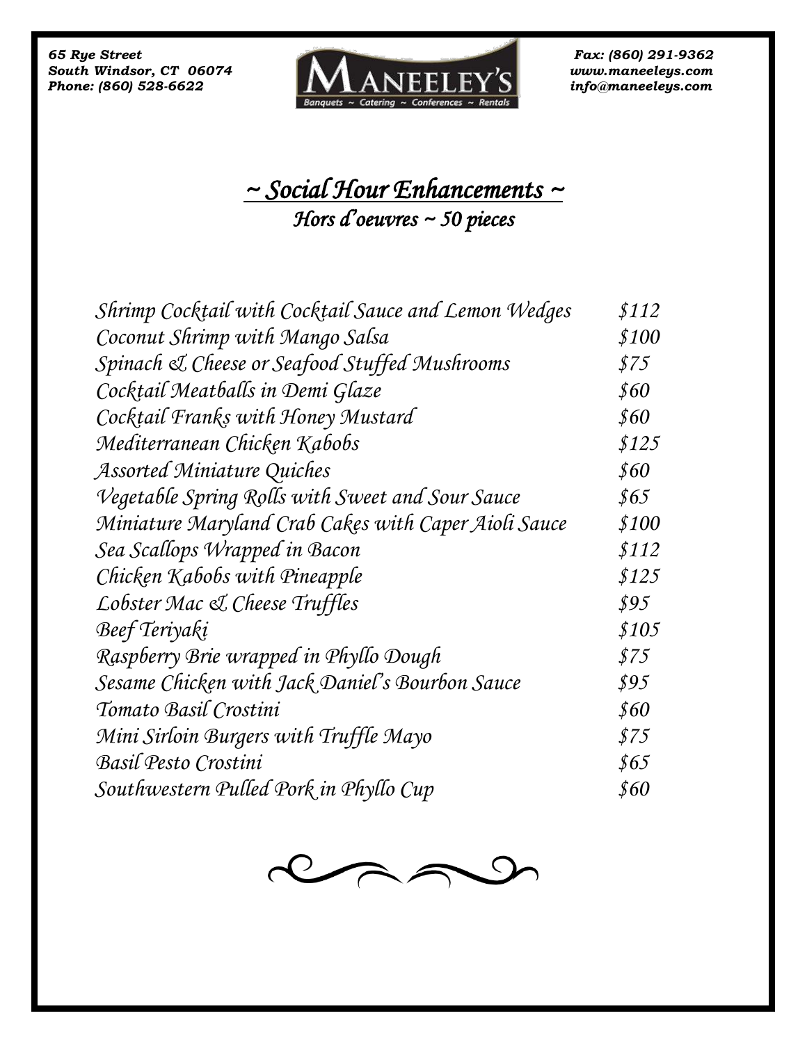65 Rye Street
South Windsor, CT 06074
Phone: (860) 528-6622

**MANEELEY'S**
Banquets ~ Catering ~ Conferences ~ Rentals

Fax: (860) 291-9362
www.maneeleys.com
info@maneeleys.com

# ~ Social Hour Enhancements ~

## Hors d'oeuvres ~ 50 pieces

| Item | Price |
|---|---|
| Shrimp Cocktail with Cocktail Sauce and Lemon Wedges | $112 |
| Coconut Shrimp with Mango Salsa | $100 |
| Spinach & Cheese or Seafood Stuffed Mushrooms | $75 |
| Cocktail Meatballs in Demi Glaze | $60 |
| Cocktail Franks with Honey Mustard | $60 |
| Mediterranean Chicken Kabobs | $125 |
| Assorted Miniature Quiches | $60 |
| Vegetable Spring Rolls with Sweet and Sour Sauce | $65 |
| Miniature Maryland Crab Cakes with Caper Aioli Sauce | $100 |
| Sea Scallops Wrapped in Bacon | $112 |
| Chicken Kabobs with Pineapple | $125 |
| Lobster Mac & Cheese Truffles | $95 |
| Beef Teriyaki | $105 |
| Raspberry Brie wrapped in Phyllo Dough | $75 |
| Sesame Chicken with Jack Daniel's Bourbon Sauce | $95 |
| Tomato Basil Crostini | $60 |
| Mini Sirloin Burgers with Truffle Mayo | $75 |
| Basil Pesto Crostini | $65 |
| Southwestern Pulled Pork in Phyllo Cup | $60 |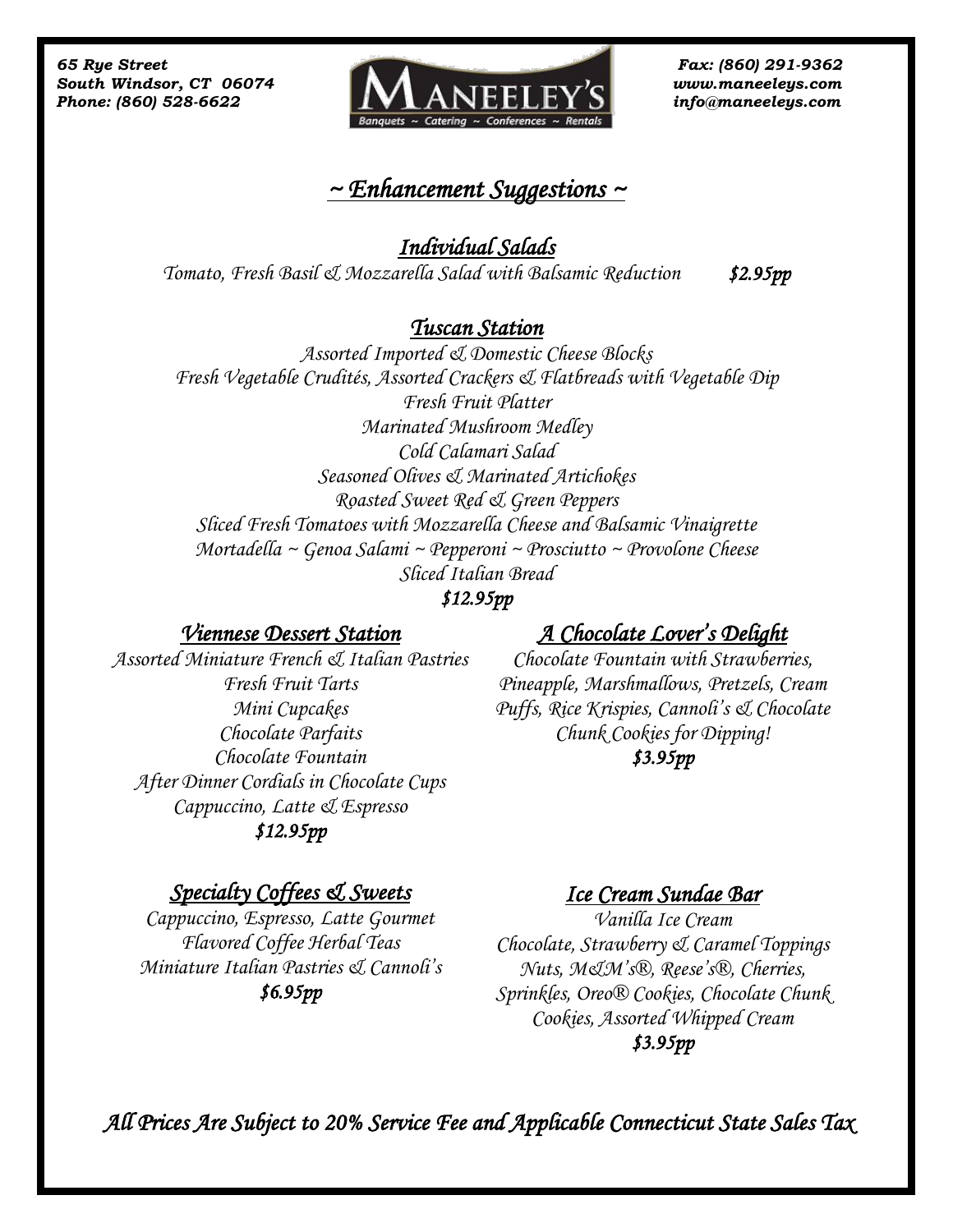65 Rye Street
South Windsor, CT 06074
Phone: (860) 528-6622

MANEELEY'S
Banquets ~ Catering ~ Conferences ~ Rentals

Fax: (860) 291-9362
www.maneeleys.com
info@maneeleys.com

# ~ Enhancement Suggestions ~

## Individual Salads

*Tomato, Fresh Basil & Mozzarella Salad with Balsamic Reduction* ***$2.95pp***

## Tuscan Station

*Assorted Imported & Domestic Cheese Blocks*
*Fresh Vegetable Crudités, Assorted Crackers & Flatbreads with Vegetable Dip*
*Fresh Fruit Platter*
*Marinated Mushroom Medley*
*Cold Calamari Salad*
*Seasoned Olives & Marinated Artichokes*
*Roasted Sweet Red & Green Peppers*
*Sliced Fresh Tomatoes with Mozzarella Cheese and Balsamic Vinaigrette*
*Mortadella ~ Genoa Salami ~ Pepperoni ~ Prosciutto ~ Provolone Cheese*
*Sliced Italian Bread*
***$12.95pp***

## Viennese Dessert Station

*Assorted Miniature French & Italian Pastries*
*Fresh Fruit Tarts*
*Mini Cupcakes*
*Chocolate Parfaits*
*Chocolate Fountain*
*After Dinner Cordials in Chocolate Cups*
*Cappuccino, Latte & Espresso*
***$12.95pp***

## A Chocolate Lover's Delight

*Chocolate Fountain with Strawberries, Pineapple, Marshmallows, Pretzels, Cream Puffs, Rice Krispies, Cannoli's & Chocolate Chunk Cookies for Dipping!*
***$3.95pp***

## Specialty Coffees & Sweets

*Cappuccino, Espresso, Latte Gourmet Flavored Coffee Herbal Teas*
*Miniature Italian Pastries & Cannoli's*
***$6.95pp***

## Ice Cream Sundae Bar

*Vanilla Ice Cream*
*Chocolate, Strawberry & Caramel Toppings*
*Nuts, M&M's®, Reese's®, Cherries, Sprinkles, Oreo® Cookies, Chocolate Chunk Cookies, Assorted Whipped Cream*
***$3.95pp***

***All Prices Are Subject to 20% Service Fee and Applicable Connecticut State Sales Tax***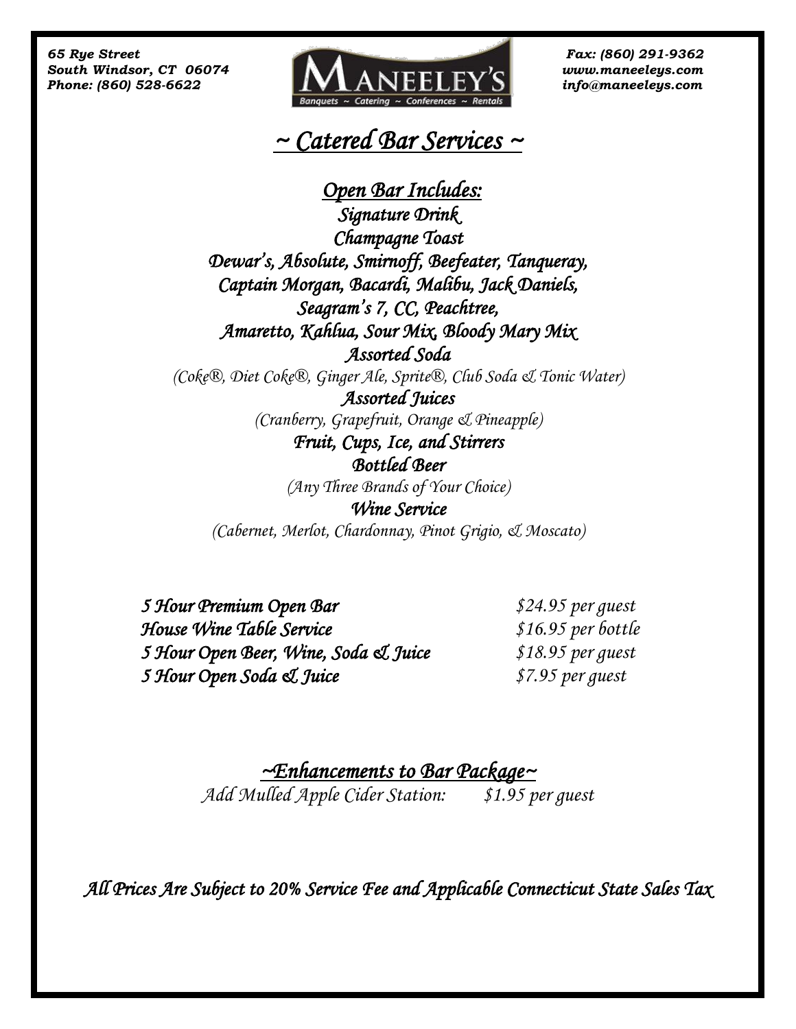65 Rye Street
South Windsor, CT 06074
Phone: (860) 528-6622

MANEELEY'S
Banquets ~ Catering ~ Conferences ~ Rentals

Fax: (860) 291-9362
www.maneeleys.com
info@maneeleys.com

# ~ Catered Bar Services ~

## Open Bar Includes:

*Signature Drink*
*Champagne Toast*
*Dewar's, Absolute, Smirnoff, Beefeater, Tanqueray,*
*Captain Morgan, Bacardi, Malibu, Jack Daniels,*
*Seagram's 7, CC, Peachtree,*
*Amaretto, Kahlua, Sour Mix, Bloody Mary Mix*
*Assorted Soda*
*(Coke®, Diet Coke®, Ginger Ale, Sprite®, Club Soda & Tonic Water)*
*Assorted Juices*
*(Cranberry, Grapefruit, Orange & Pineapple)*
*Fruit, Cups, Ice, and Stirrers*
*Bottled Beer*
*(Any Three Brands of Your Choice)*
*Wine Service*
*(Cabernet, Merlot, Chardonnay, Pinot Grigio, & Moscato)*

| | |
|---|---|
| *5 Hour Premium Open Bar* | *$24.95 per guest* |
| *House Wine Table Service* | *$16.95 per bottle* |
| *5 Hour Open Beer, Wine, Soda & Juice* | *$18.95 per guest* |
| *5 Hour Open Soda & Juice* | *$7.95 per guest* |

## ~Enhancements to Bar Package~

*Add Mulled Apple Cider Station: $1.95 per guest*

*All Prices Are Subject to 20% Service Fee and Applicable Connecticut State Sales Tax*